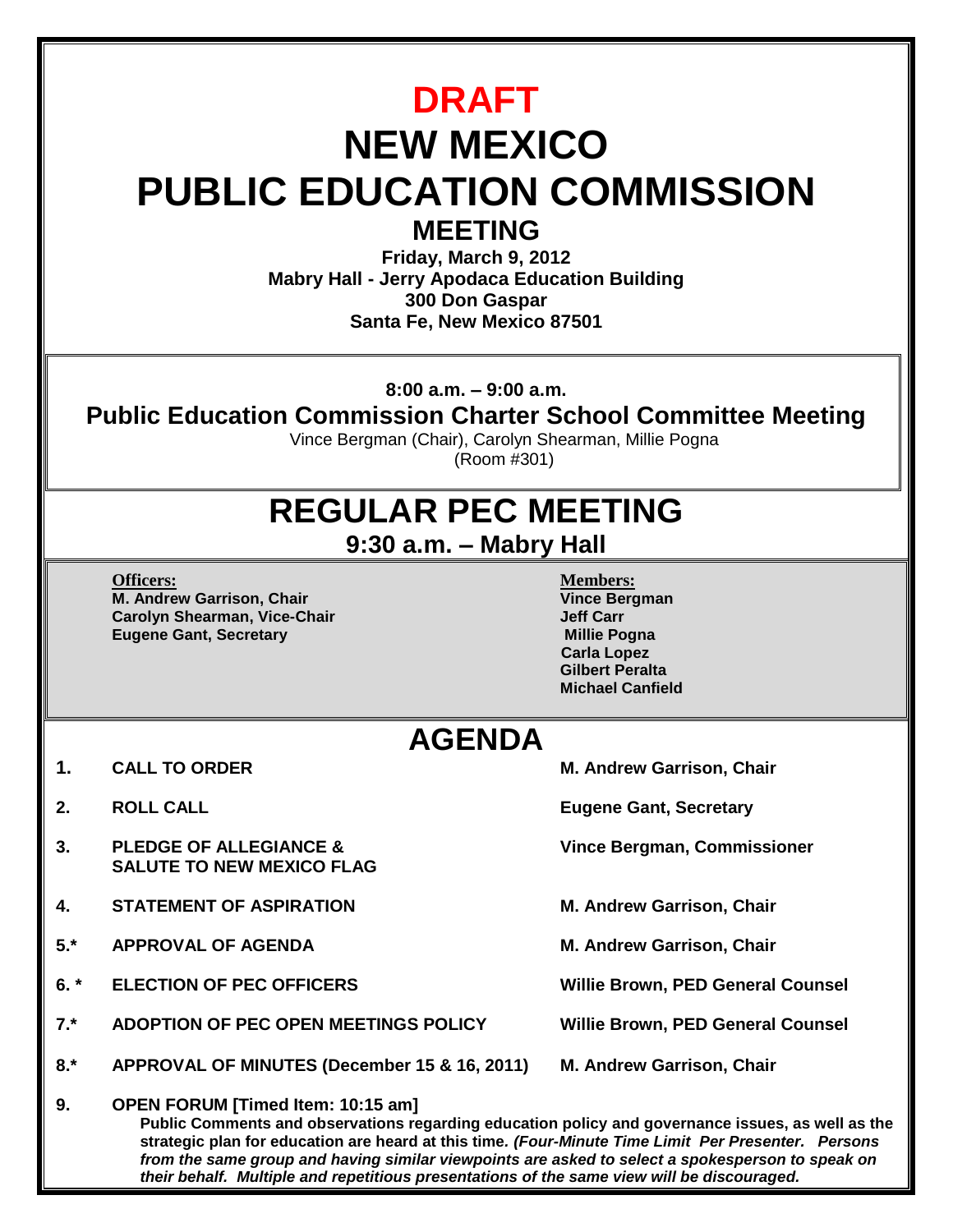# DRAFT

# NEW MEXICO PUBLIC EDUCATION COMMISSION

## MEETING

**Friday, March 9, 2012**
**Mabry Hall - Jerry Apodaca Education Building**
**300 Don Gaspar**
**Santa Fe, New Mexico 87501**

**8:00 a.m. – 9:00 a.m.**

## Public Education Commission Charter School Committee Meeting

Vince Bergman (Chair), Carolyn Shearman, Millie Pogna
(Room #301)

## REGULAR PEC MEETING

### 9:30 a.m. – Mabry Hall

**Officers:**
**M. Andrew Garrison, Chair**
**Carolyn Shearman, Vice-Chair**
**Eugene Gant, Secretary**

**Members:**
**Vince Bergman**
**Jeff Carr**
**Millie Pogna**
**Carla Lopez**
**Gilbert Peralta**
**Michael Canfield**

## AGENDA

| | | |
|---|---|---|
| **1.** | **CALL TO ORDER** | **M. Andrew Garrison, Chair** |
| **2.** | **ROLL CALL** | **Eugene Gant, Secretary** |
| **3.** | **PLEDGE OF ALLEGIANCE & SALUTE TO NEW MEXICO FLAG** | **Vince Bergman, Commissioner** |
| **4.** | **STATEMENT OF ASPIRATION** | **M. Andrew Garrison, Chair** |
| **5.*** | **APPROVAL OF AGENDA** | **M. Andrew Garrison, Chair** |
| **6. *** | **ELECTION OF PEC OFFICERS** | **Willie Brown, PED General Counsel** |
| **7.*** | **ADOPTION OF PEC OPEN MEETINGS POLICY** | **Willie Brown, PED General Counsel** |
| **8.*** | **APPROVAL OF MINUTES (December 15 & 16, 2011)** | **M. Andrew Garrison, Chair** |

**9. OPEN FORUM [Timed Item: 10:15 am]**

**Public Comments and observations regarding education policy and governance issues, as well as the strategic plan for education are heard at this time.** ***(Four-Minute Time Limit Per Presenter. Persons from the same group and having similar viewpoints are asked to select a spokesperson to speak on their behalf. Multiple and repetitious presentations of the same view will be discouraged.***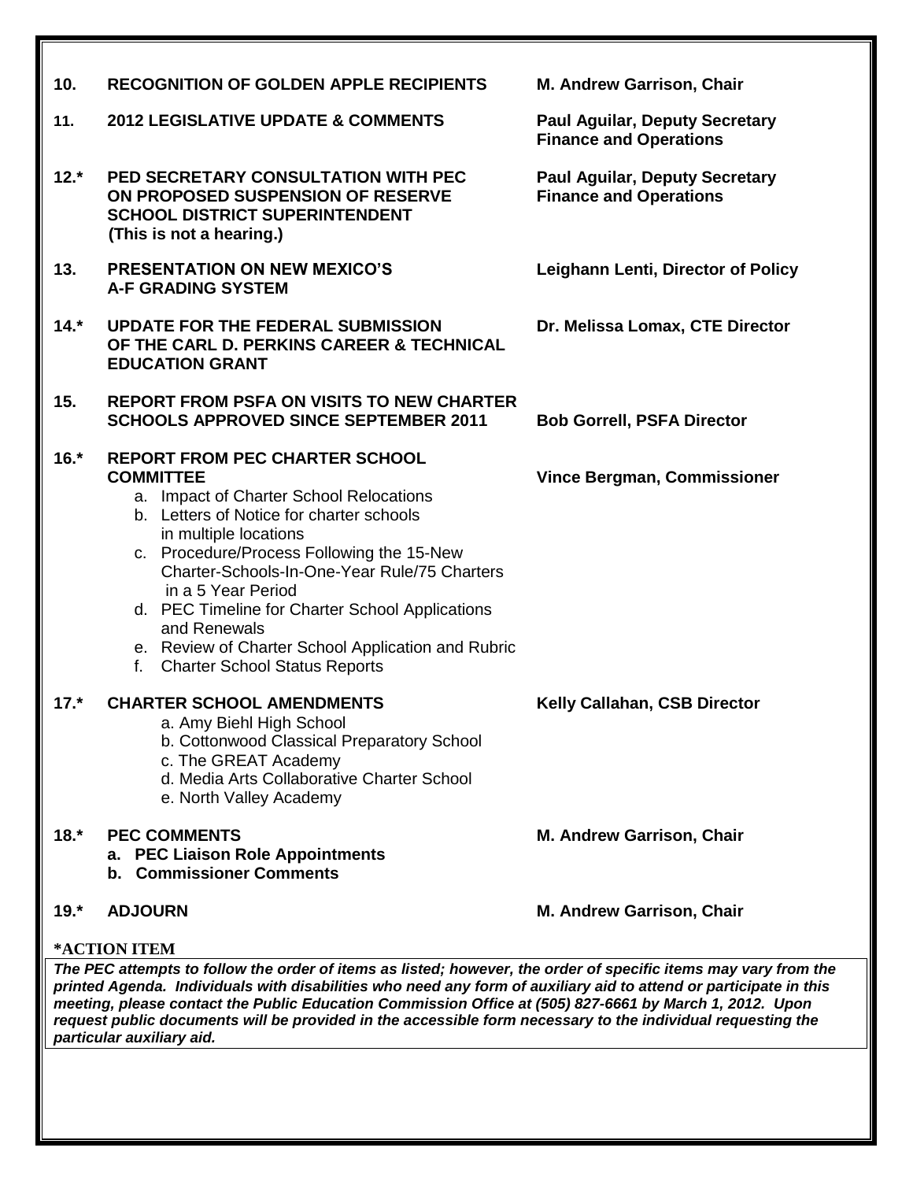| | | |
|---|---|---|
| **10.** | **RECOGNITION OF GOLDEN APPLE RECIPIENTS** | **M. Andrew Garrison, Chair** |
| **11.** | **2012 LEGISLATIVE UPDATE & COMMENTS** | **Paul Aguilar, Deputy Secretary Finance and Operations** |
| **12.*** | **PED SECRETARY CONSULTATION WITH PEC ON PROPOSED SUSPENSION OF RESERVE SCHOOL DISTRICT SUPERINTENDENT (This is not a hearing.)** | **Paul Aguilar, Deputy Secretary Finance and Operations** |
| **13.** | **PRESENTATION ON NEW MEXICO'S A-F GRADING SYSTEM** | **Leighann Lenti, Director of Policy** |
| **14.*** | **UPDATE FOR THE FEDERAL SUBMISSION OF THE CARL D. PERKINS CAREER & TECHNICAL EDUCATION GRANT** | **Dr. Melissa Lomax, CTE Director** |
| **15.** | **REPORT FROM PSFA ON VISITS TO NEW CHARTER SCHOOLS APPROVED SINCE SEPTEMBER 2011** | **Bob Gorrell, PSFA Director** |
| **16.*** | **REPORT FROM PEC CHARTER SCHOOL COMMITTEE**<br>a. Impact of Charter School Relocations<br>b. Letters of Notice for charter schools in multiple locations<br>c. Procedure/Process Following the 15-New Charter-Schools-In-One-Year Rule/75 Charters in a 5 Year Period<br>d. PEC Timeline for Charter School Applications and Renewals<br>e. Review of Charter School Application and Rubric<br>f. Charter School Status Reports | **Vince Bergman, Commissioner** |
| **17.*** | **CHARTER SCHOOL AMENDMENTS**<br>a. Amy Biehl High School<br>b. Cottonwood Classical Preparatory School<br>c. The GREAT Academy<br>d. Media Arts Collaborative Charter School<br>e. North Valley Academy | **Kelly Callahan, CSB Director** |
| **18.*** | **PEC COMMENTS**<br>**a. PEC Liaison Role Appointments**<br>**b. Commissioner Comments** | **M. Andrew Garrison, Chair** |
| **19.*** | **ADJOURN** | **M. Andrew Garrison, Chair** |

**\*ACTION ITEM**

***The PEC attempts to follow the order of items as listed; however, the order of specific items may vary from the printed Agenda. Individuals with disabilities who need any form of auxiliary aid to attend or participate in this meeting, please contact the Public Education Commission Office at (505) 827-6661 by March 1, 2012. Upon request public documents will be provided in the accessible form necessary to the individual requesting the particular auxiliary aid.***